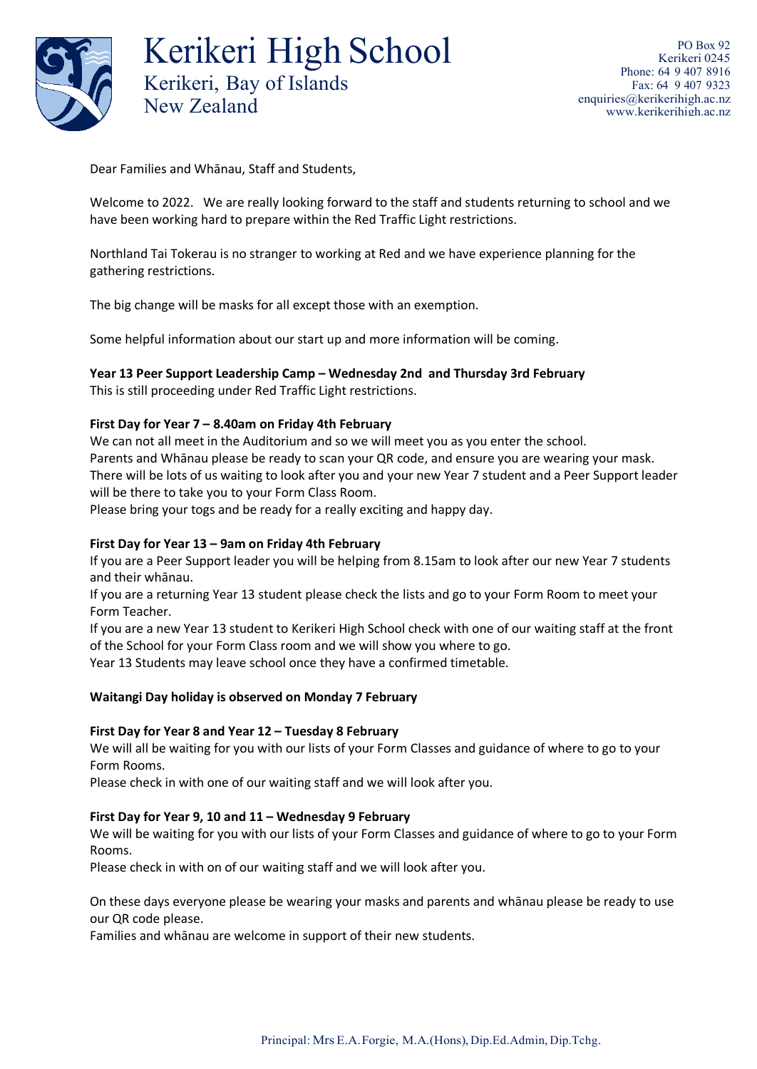# Kerikeri High School

Kerikeri, Bay of Islands
New Zealand

PO Box 92
Kerikeri 0245
Phone: 64 9 407 8916
Fax: 64 9 407 9323
enquiries@kerikerihigh.ac.nz
www.kerikerihigh.ac.nz

Dear Families and Whānau, Staff and Students,

Welcome to 2022. We are really looking forward to the staff and students returning to school and we have been working hard to prepare within the Red Traffic Light restrictions.

Northland Tai Tokerau is no stranger to working at Red and we have experience planning for the gathering restrictions.

The big change will be masks for all except those with an exemption.

Some helpful information about our start up and more information will be coming.

**Year 13 Peer Support Leadership Camp – Wednesday 2nd and Thursday 3rd February**
This is still proceeding under Red Traffic Light restrictions.

**First Day for Year 7 – 8.40am on Friday 4th February**
We can not all meet in the Auditorium and so we will meet you as you enter the school.
Parents and Whānau please be ready to scan your QR code, and ensure you are wearing your mask.
There will be lots of us waiting to look after you and your new Year 7 student and a Peer Support leader will be there to take you to your Form Class Room.
Please bring your togs and be ready for a really exciting and happy day.

**First Day for Year 13 – 9am on Friday 4th February**
If you are a Peer Support leader you will be helping from 8.15am to look after our new Year 7 students and their whānau.
If you are a returning Year 13 student please check the lists and go to your Form Room to meet your Form Teacher.
If you are a new Year 13 student to Kerikeri High School check with one of our waiting staff at the front of the School for your Form Class room and we will show you where to go.
Year 13 Students may leave school once they have a confirmed timetable.

**Waitangi Day holiday is observed on Monday 7 February**

**First Day for Year 8 and Year 12 – Tuesday 8 February**
We will all be waiting for you with our lists of your Form Classes and guidance of where to go to your Form Rooms.
Please check in with one of our waiting staff and we will look after you.

**First Day for Year 9, 10 and 11 – Wednesday 9 February**
We will be waiting for you with our lists of your Form Classes and guidance of where to go to your Form Rooms.
Please check in with on of our waiting staff and we will look after you.

On these days everyone please be wearing your masks and parents and whānau please be ready to use our QR code please.
Families and whānau are welcome in support of their new students.

Principal: Mrs E.A. Forgie, M.A.(Hons), Dip.Ed.Admin, Dip.Tchg.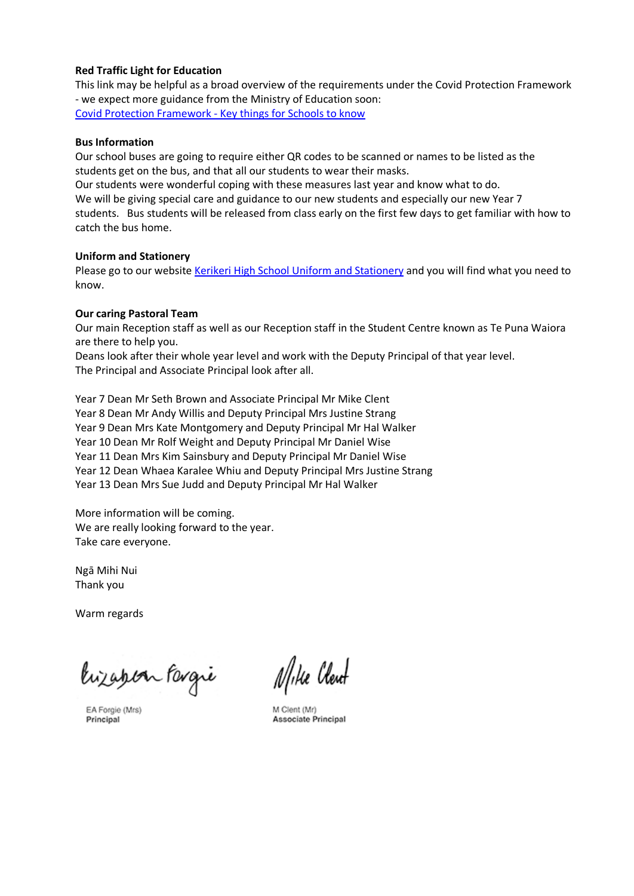**Red Traffic Light for Education**

This link may be helpful as a broad overview of the requirements under the Covid Protection Framework - we expect more guidance from the Ministry of Education soon:
[Covid Protection Framework - Key things for Schools to know]()

**Bus Information**

Our school buses are going to require either QR codes to be scanned or names to be listed as the students get on the bus, and that all our students to wear their masks.
Our students were wonderful coping with these measures last year and know what to do.
We will be giving special care and guidance to our new students and especially our new Year 7 students. Bus students will be released from class early on the first few days to get familiar with how to catch the bus home.

**Uniform and Stationery**

Please go to our website [Kerikeri High School Uniform and Stationery]() and you will find what you need to know.

**Our caring Pastoral Team**

Our main Reception staff as well as our Reception staff in the Student Centre known as Te Puna Waiora are there to help you.
Deans look after their whole year level and work with the Deputy Principal of that year level.
The Principal and Associate Principal look after all.

Year 7 Dean Mr Seth Brown and Associate Principal Mr Mike Clent
Year 8 Dean Mr Andy Willis and Deputy Principal Mrs Justine Strang
Year 9 Dean Mrs Kate Montgomery and Deputy Principal Mr Hal Walker
Year 10 Dean Mr Rolf Weight and Deputy Principal Mr Daniel Wise
Year 11 Dean Mrs Kim Sainsbury and Deputy Principal Mr Daniel Wise
Year 12 Dean Whaea Karalee Whiu and Deputy Principal Mrs Justine Strang
Year 13 Dean Mrs Sue Judd and Deputy Principal Mr Hal Walker

More information will be coming.
We are really looking forward to the year.
Take care everyone.

Ngā Mihi Nui
Thank you

Warm regards

Elizabeth Forgie
EA Forgie (Mrs)
**Principal**

Mike Clent
M Clent (Mr)
**Associate Principal**